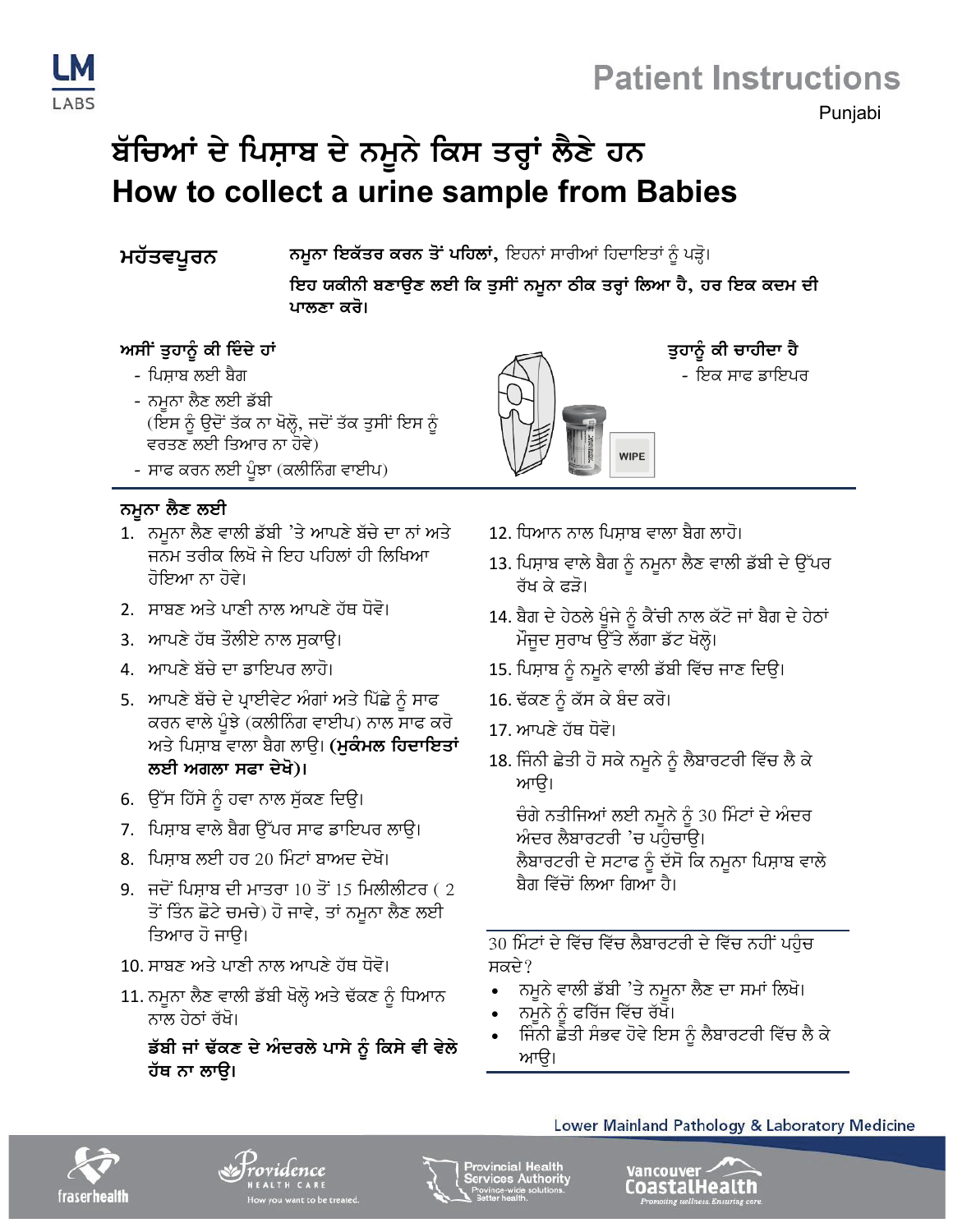LM LABS

# Patient Instructions

Punjabi

# ਬੱਚਿਆਂ ਦੇ ਪਿਸ਼ਾਬ ਦੇ ਨਮੂਨੇ ਕਿਸ ਤਰ੍ਹਾਂ ਲੈਣੇ ਹਨ
# How to collect a urine sample from Babies

**ਮਹੱਤਵਪੂਰਨ**

**ਨਮੂਨਾ ਇਕੱਤਰ ਕਰਨ ਤੋਂ ਪਹਿਲਾਂ,** ਇਹਨਾਂ ਸਾਰੀਆਂ ਹਿਦਾਇਤਾਂ ਨੂੰ ਪੜ੍ਹੋ।

**ਇਹ ਯਕੀਨੀ ਬਣਾਉਣ ਲਈ ਕਿ ਤੁਸੀਂ ਨਮੂਨਾ ਠੀਕ ਤਰ੍ਹਾਂ ਲਿਆ ਹੈ, ਹਰ ਇਕ ਕਦਮ ਦੀ ਪਾਲਣਾ ਕਰੋ।**

**ਅਸੀਂ ਤੁਹਾਨੂੰ ਕੀ ਦਿੰਦੇ ਹਾਂ**

- ਪਿਸ਼ਾਬ ਲਈ ਬੈਗ
- ਨਮੂਨਾ ਲੈਣ ਲਈ ਡੱਬੀ (ਇਸ ਨੂੰ ਉਦੋਂ ਤੱਕ ਨਾ ਖੋਲ੍ਹੋ, ਜਦੋਂ ਤੱਕ ਤੁਸੀਂ ਇਸ ਨੂੰ ਵਰਤਣ ਲਈ ਤਿਆਰ ਨਾ ਹੋਵੋ)
- ਸਾਫ ਕਰਨ ਲਈ ਪੂੰਝਾ (ਕਲੀਨਿੰਗ ਵਾਈਪ)

**ਤੁਹਾਨੂੰ ਕੀ ਚਾਹੀਦਾ ਹੈ**

- ਇਕ ਸਾਫ ਡਾਇਪਰ

WIPE

**ਨਮੂਨਾ ਲੈਣ ਲਈ**

1. ਨਮੂਨਾ ਲੈਣ ਵਾਲੀ ਡੱਬੀ 'ਤੇ ਆਪਣੇ ਬੱਚੇ ਦਾ ਨਾਂ ਅਤੇ ਜਨਮ ਤਰੀਕ ਲਿਖੋ ਜੇ ਇਹ ਪਹਿਲਾਂ ਹੀ ਲਿਖਿਆ ਹੋਇਆ ਨਾ ਹੋਵੇ।
2. ਸਾਬਣ ਅਤੇ ਪਾਣੀ ਨਾਲ ਆਪਣੇ ਹੱਥ ਧੋਵੋ।
3. ਆਪਣੇ ਹੱਥ ਤੌਲੀਏ ਨਾਲ ਸੁਕਾਉ।
4. ਆਪਣੇ ਬੱਚੇ ਦਾ ਡਾਇਪਰ ਲਾਹੋ।
5. ਆਪਣੇ ਬੱਚੇ ਦੇ ਪ੍ਰਾਈਵੇਟ ਅੰਗਾਂ ਅਤੇ ਪਿੱਛੇ ਨੂੰ ਸਾਫ ਕਰਨ ਵਾਲੇ ਪੂੰਝੇ (ਕਲੀਨਿੰਗ ਵਾਈਪ) ਨਾਲ ਸਾਫ ਕਰੋ ਅਤੇ ਪਿਸ਼ਾਬ ਵਾਲਾ ਬੈਗ ਲਾਉ। **(ਮੁਕੰਮਲ ਹਿਦਾਇਤਾਂ ਲਈ ਅਗਲਾ ਸਫਾ ਦੇਖੋ)।**
6. ਉੱਸ ਹਿੱਸੇ ਨੂੰ ਹਵਾ ਨਾਲ ਸੁੱਕਣ ਦਿਉ।
7. ਪਿਸ਼ਾਬ ਵਾਲੇ ਬੈਗ ਉੱਪਰ ਸਾਫ ਡਾਇਪਰ ਲਾਉ।
8. ਪਿਸ਼ਾਬ ਲਈ ਹਰ 20 ਮਿੰਟਾਂ ਬਾਅਦ ਦੇਖੋ।
9. ਜਦੋਂ ਪਿਸ਼ਾਬ ਦੀ ਮਾਤਰਾ 10 ਤੋਂ 15 ਮਿਲੀਲੀਟਰ ( 2 ਤੋਂ ਤਿੰਨ ਛੋਟੇ ਚਮਚੇ) ਹੋ ਜਾਵੇ, ਤਾਂ ਨਮੂਨਾ ਲੈਣ ਲਈ ਤਿਆਰ ਹੋ ਜਾਉ।
10. ਸਾਬਣ ਅਤੇ ਪਾਣੀ ਨਾਲ ਆਪਣੇ ਹੱਥ ਧੋਵੋ।
11. ਨਮੂਨਾ ਲੈਣ ਵਾਲੀ ਡੱਬੀ ਖੋਲ੍ਹੋ ਅਤੇ ਢੱਕਣ ਨੂੰ ਧਿਆਨ ਨਾਲ ਹੇਠਾਂ ਰੱਖੋ।

    **ਡੱਬੀ ਜਾਂ ਢੱਕਣ ਦੇ ਅੰਦਰਲੇ ਪਾਸੇ ਨੂੰ ਕਿਸੇ ਵੀ ਵੇਲੇ ਹੱਥ ਨਾ ਲਾਉ।**

12. ਧਿਆਨ ਨਾਲ ਪਿਸ਼ਾਬ ਵਾਲਾ ਬੈਗ ਲਾਹੋ।
13. ਪਿਸ਼ਾਬ ਵਾਲੇ ਬੈਗ ਨੂੰ ਨਮੂਨਾ ਲੈਣ ਵਾਲੀ ਡੱਬੀ ਦੇ ਉੱਪਰ ਰੱਖ ਕੇ ਫੜੋ।
14. ਬੈਗ ਦੇ ਹੇਠਲੇ ਖੂੰਜੇ ਨੂੰ ਕੈਂਚੀ ਨਾਲ ਕੱਟੋ ਜਾਂ ਬੈਗ ਦੇ ਹੇਠਾਂ ਮੌਜੂਦ ਸੁਰਾਖ ਉੱਤੇ ਲੱਗਾ ਡੱਟ ਖੋਲ੍ਹੋ।
15. ਪਿਸ਼ਾਬ ਨੂੰ ਨਮੂਨੇ ਵਾਲੀ ਡੱਬੀ ਵਿੱਚ ਜਾਣ ਦਿਉ।
16. ਢੱਕਣ ਨੂੰ ਕੱਸ ਕੇ ਬੰਦ ਕਰੋ।
17. ਆਪਣੇ ਹੱਥ ਧੋਵੋ।
18. ਜਿੰਨੀ ਛੇਤੀ ਹੋ ਸਕੇ ਨਮੂਨੇ ਨੂੰ ਲੈਬਾਰਟਰੀ ਵਿੱਚ ਲੈ ਕੇ ਆਉ।

    ਚੰਗੇ ਨਤੀਜਿਆਂ ਲਈ ਨਮੂਨੇ ਨੂੰ 30 ਮਿੰਟਾਂ ਦੇ ਅੰਦਰ ਅੰਦਰ ਲੈਬਾਰਟਰੀ 'ਚ ਪਹੁੰਚਾਉ।
    ਲੈਬਾਰਟਰੀ ਦੇ ਸਟਾਫ ਨੂੰ ਦੱਸੋ ਕਿ ਨਮੂਨਾ ਪਿਸ਼ਾਬ ਵਾਲੇ ਬੈਗ ਵਿੱਚੋਂ ਲਿਆ ਗਿਆ ਹੈ।

30 ਮਿੰਟਾਂ ਦੇ ਵਿੱਚ ਵਿੱਚ ਲੈਬਾਰਟਰੀ ਦੇ ਵਿੱਚ ਨਹੀਂ ਪਹੁੰਚ ਸਕਦੇ?

- ਨਮੂਨੇ ਵਾਲੀ ਡੱਬੀ 'ਤੇ ਨਮੂਨਾ ਲੈਣ ਦਾ ਸਮਾਂ ਲਿਖੋ।
- ਨਮੂਨੇ ਨੂੰ ਫਰਿੱਜ ਵਿੱਚ ਰੱਖੋ।
- ਜਿੰਨੀ ਛੇਤੀ ਸੰਭਵ ਹੋਵੇ ਇਸ ਨੂੰ ਲੈਬਾਰਟਰੀ ਵਿੱਚ ਲੈ ਕੇ ਆਉ।

Lower Mainland Pathology & Laboratory Medicine

fraserhealth | Providence Health Care — How you want to be treated. | Provincial Health Services Authority — Province-wide solutions. Better health. | Vancouver CoastalHealth — Promoting wellness. Ensuring care.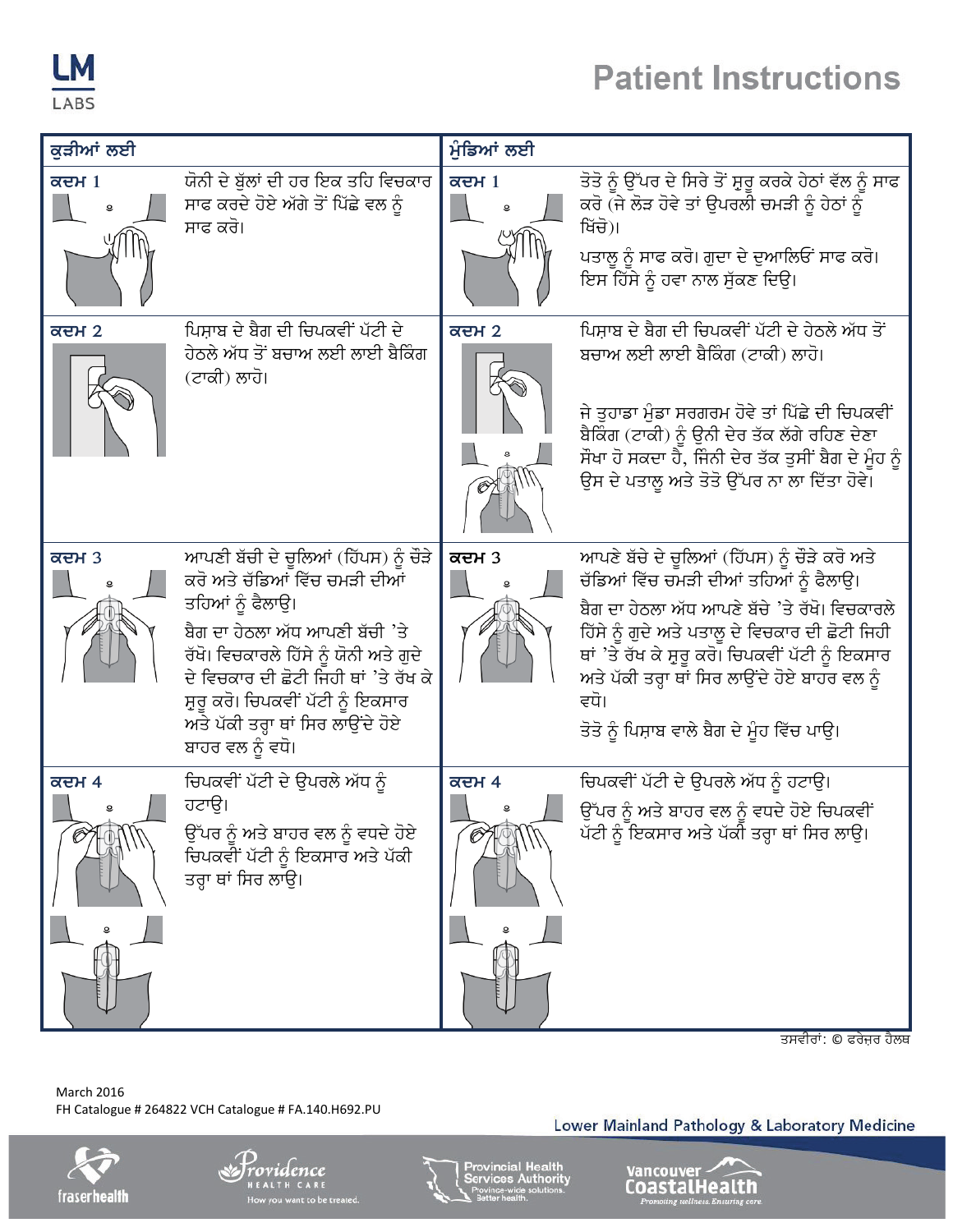# Patient Instructions

| ਕੁੜੀਆਂ ਲਈ | | ਮੁੰਡਿਆਂ ਲਈ | |
|---|---|---|---|
| **ਕਦਮ 1** | ਯੋਨੀ ਦੇ ਬੁੱਲਾਂ ਦੀ ਹਰ ਇਕ ਤਹਿ ਵਿਚਕਾਰ ਸਾਫ ਕਰਦੇ ਹੋਏ ਅੱਗੇ ਤੋਂ ਪਿੱਛੇ ਵਲ ਨੂੰ ਸਾਫ ਕਰੋ। | **ਕਦਮ 1** | ਤੋਤੋ ਨੂੰ ਉੱਪਰ ਦੇ ਸਿਰੇ ਤੋਂ ਸ਼ੁਰੂ ਕਰਕੇ ਹੇਠਾਂ ਵੱਲ ਨੂੰ ਸਾਫ ਕਰੋ (ਜੇ ਲੋੜ ਹੋਵੇ ਤਾਂ ਉਪਰਲੀ ਚਮੜੀ ਨੂੰ ਹੇਠਾਂ ਨੂੰ ਖਿੱਚੋ)। ਪਤਾਲੂ ਨੂੰ ਸਾਫ ਕਰੋ। ਗੁਦਾ ਦੇ ਦੁਆਲਿਓਂ ਸਾਫ ਕਰੋ। ਇਸ ਹਿੱਸੇ ਨੂੰ ਹਵਾ ਨਾਲ ਸੁੱਕਣ ਦਿਉ। |
| **ਕਦਮ 2** | ਪਿਸ਼ਾਬ ਦੇ ਬੈਗ ਦੀ ਚਿਪਕਵੀਂ ਪੱਟੀ ਦੇ ਹੇਠਲੇ ਅੱਧ ਤੋਂ ਬਚਾਅ ਲਈ ਲਾਈ ਬੈਕਿੰਗ (ਟਾਕੀ) ਲਾਹੋ। | **ਕਦਮ 2** | ਪਿਸ਼ਾਬ ਦੇ ਬੈਗ ਦੀ ਚਿਪਕਵੀਂ ਪੱਟੀ ਦੇ ਹੇਠਲੇ ਅੱਧ ਤੋਂ ਬਚਾਅ ਲਈ ਲਾਈ ਬੈਕਿੰਗ (ਟਾਕੀ) ਲਾਹੋ। ਜੇ ਤੁਹਾਡਾ ਮੁੰਡਾ ਸਰਗਰਮ ਹੋਵੇ ਤਾਂ ਪਿੱਛੇ ਦੀ ਚਿਪਕਵੀਂ ਬੈਕਿੰਗ (ਟਾਕੀ) ਨੂੰ ਉਨੀ ਦੇਰ ਤੱਕ ਲੱਗੇ ਰਹਿਣ ਦੇਣਾ ਸੌਖਾ ਹੋ ਸਕਦਾ ਹੈ, ਜਿੰਨੀ ਦੇਰ ਤੱਕ ਤੁਸੀਂ ਬੈਗ ਦੇ ਮੂੰਹ ਨੂੰ ਉਸ ਦੇ ਪਤਾਲੂ ਅਤੇ ਤੋਤੋ ਉੱਪਰ ਨਾ ਲਾ ਦਿੱਤਾ ਹੋਵੇ। |
| **ਕਦਮ 3** | ਆਪਣੀ ਬੱਚੀ ਦੇ ਚੂਲਿਆਂ (ਹਿੱਪਸ) ਨੂੰ ਚੌੜੇ ਕਰੋ ਅਤੇ ਚੱਡਿਆਂ ਵਿੱਚ ਚਮੜੀ ਦੀਆਂ ਤਹਿਆਂ ਨੂੰ ਫੈਲਾਉ। ਬੈਗ ਦਾ ਹੇਠਲਾ ਅੱਧ ਆਪਣੀ ਬੱਚੀ 'ਤੇ ਰੱਖੋ। ਵਿਚਕਾਰਲੇ ਹਿੱਸੇ ਨੂੰ ਯੋਨੀ ਅਤੇ ਗੁਦੇ ਦੇ ਵਿਚਕਾਰ ਦੀ ਛੋਟੀ ਜਿਹੀ ਥਾਂ 'ਤੇ ਰੱਖ ਕੇ ਸ਼ੁਰੂ ਕਰੋ। ਚਿਪਕਵੀਂ ਪੱਟੀ ਨੂੰ ਇਕਸਾਰ ਅਤੇ ਪੱਕੀ ਤਰ੍ਹਾ ਥਾਂ ਸਿਰ ਲਾਉਂਦੇ ਹੋਏ ਬਾਹਰ ਵਲ ਨੂੰ ਵਧੋ। | **ਕਦਮ 3** | ਆਪਣੇ ਬੱਚੇ ਦੇ ਚੂਲਿਆਂ (ਹਿੱਪਸ) ਨੂੰ ਚੌੜੇ ਕਰੋ ਅਤੇ ਚੱਡਿਆਂ ਵਿੱਚ ਚਮੜੀ ਦੀਆਂ ਤਹਿਆਂ ਨੂੰ ਫੈਲਾਉ। ਬੈਗ ਦਾ ਹੇਠਲਾ ਅੱਧ ਆਪਣੇ ਬੱਚੇ 'ਤੇ ਰੱਖੋ। ਵਿਚਕਾਰਲੇ ਹਿੱਸੇ ਨੂੰ ਗੁਦੇ ਅਤੇ ਪਤਾਲੂ ਦੇ ਵਿਚਕਾਰ ਦੀ ਛੋਟੀ ਜਿਹੀ ਥਾਂ 'ਤੇ ਰੱਖ ਕੇ ਸ਼ੁਰੂ ਕਰੋ। ਚਿਪਕਵੀਂ ਪੱਟੀ ਨੂੰ ਇਕਸਾਰ ਅਤੇ ਪੱਕੀ ਤਰ੍ਹਾ ਥਾਂ ਸਿਰ ਲਾਉਂਦੇ ਹੋਏ ਬਾਹਰ ਵਲ ਨੂੰ ਵਧੋ। ਤੋਤੋ ਨੂੰ ਪਿਸ਼ਾਬ ਵਾਲੇ ਬੈਗ ਦੇ ਮੂੰਹ ਵਿੱਚ ਪਾਉ। |
| **ਕਦਮ 4** | ਚਿਪਕਵੀਂ ਪੱਟੀ ਦੇ ਉਪਰਲੇ ਅੱਧ ਨੂੰ ਹਟਾਉ। ਉੱਪਰ ਨੂੰ ਅਤੇ ਬਾਹਰ ਵਲ ਨੂੰ ਵਧਦੇ ਹੋਏ ਚਿਪਕਵੀਂ ਪੱਟੀ ਨੂੰ ਇਕਸਾਰ ਅਤੇ ਪੱਕੀ ਤਰ੍ਹਾ ਥਾਂ ਸਿਰ ਲਾਉ। | **ਕਦਮ 4** | ਚਿਪਕਵੀਂ ਪੱਟੀ ਦੇ ਉਪਰਲੇ ਅੱਧ ਨੂੰ ਹਟਾਉ। ਉੱਪਰ ਨੂੰ ਅਤੇ ਬਾਹਰ ਵਲ ਨੂੰ ਵਧਦੇ ਹੋਏ ਚਿਪਕਵੀਂ ਪੱਟੀ ਨੂੰ ਇਕਸਾਰ ਅਤੇ ਪੱਕੀ ਤਰ੍ਹਾ ਥਾਂ ਸਿਰ ਲਾਉ। |

ਤਸਵੀਰਾਂ: © ਫਰੇਜ਼ਰ ਹੈਲਥ

March 2016

FH Catalogue # 264822 VCH Catalogue # FA.140.H692.PU

Lower Mainland Pathology & Laboratory Medicine